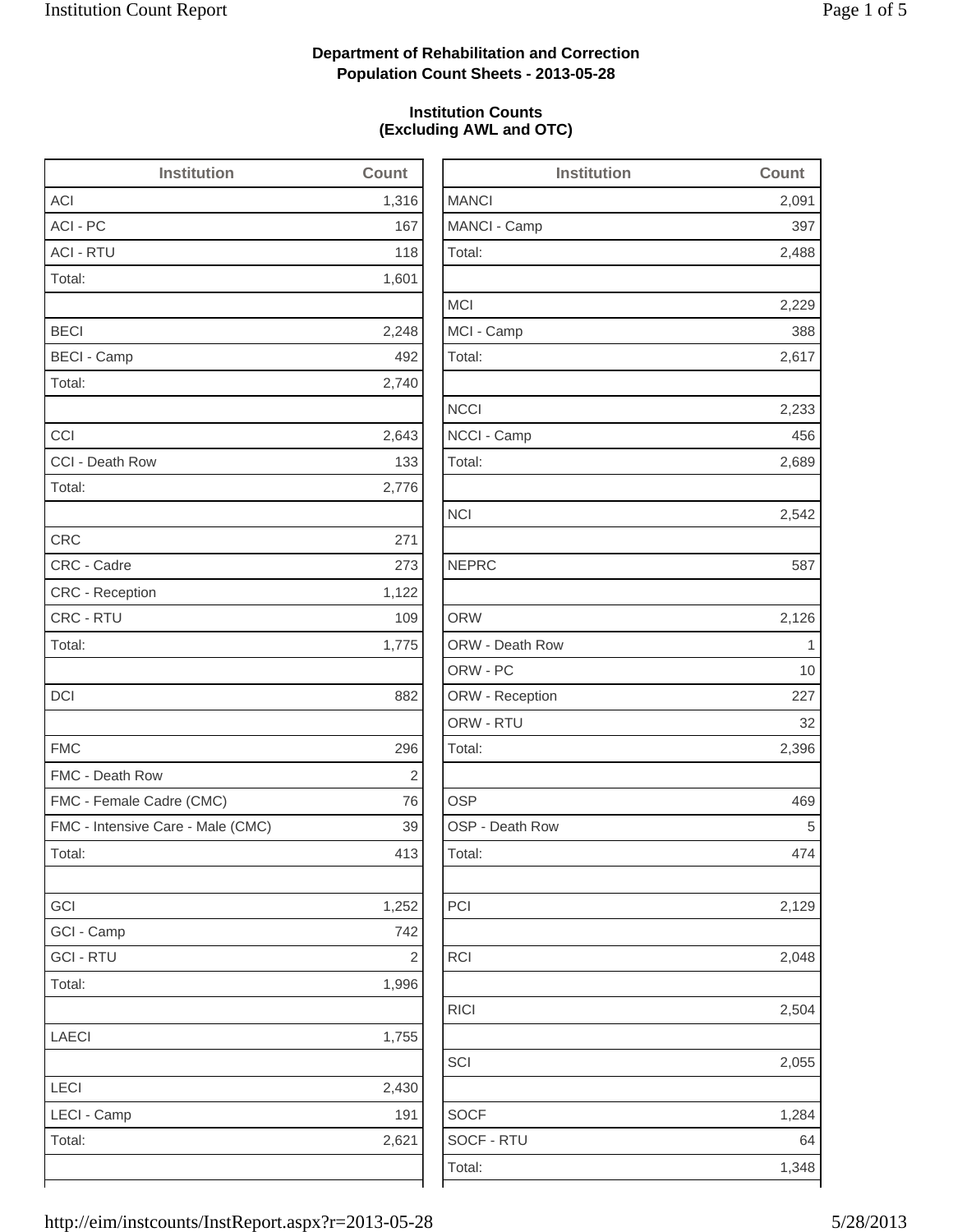**Department of Rehabilitation and Correction**
**Population Count Sheets - 2013-05-28**

**Institution Counts**
**(Excluding AWL and OTC)**

| Institution | Count |
|---|---|
| ACI | 1,316 |
| ACI - PC | 167 |
| ACI - RTU | 118 |
| Total: | 1,601 |
| | |
| BECI | 2,248 |
| BECI - Camp | 492 |
| Total: | 2,740 |
| | |
| CCI | 2,643 |
| CCI - Death Row | 133 |
| Total: | 2,776 |
| | |
| CRC | 271 |
| CRC - Cadre | 273 |
| CRC - Reception | 1,122 |
| CRC - RTU | 109 |
| Total: | 1,775 |
| | |
| DCI | 882 |
| | |
| FMC | 296 |
| FMC - Death Row | 2 |
| FMC - Female Cadre (CMC) | 76 |
| FMC - Intensive Care - Male (CMC) | 39 |
| Total: | 413 |
| | |
| GCI | 1,252 |
| GCI - Camp | 742 |
| GCI - RTU | 2 |
| Total: | 1,996 |
| | |
| LAECI | 1,755 |
| | |
| LECI | 2,430 |
| LECI - Camp | 191 |
| Total: | 2,621 |
| | |
| MANCI | 2,091 |
| MANCI - Camp | 397 |
| Total: | 2,488 |
| | |
| MCI | 2,229 |
| MCI - Camp | 388 |
| Total: | 2,617 |
| | |
| NCCI | 2,233 |
| NCCI - Camp | 456 |
| Total: | 2,689 |
| | |
| NCI | 2,542 |
| | |
| NEPRC | 587 |
| | |
| ORW | 2,126 |
| ORW - Death Row | 1 |
| ORW - PC | 10 |
| ORW - Reception | 227 |
| ORW - RTU | 32 |
| Total: | 2,396 |
| | |
| OSP | 469 |
| OSP - Death Row | 5 |
| Total: | 474 |
| | |
| PCI | 2,129 |
| | |
| RCI | 2,048 |
| | |
| RICI | 2,504 |
| | |
| SCI | 2,055 |
| | |
| SOCF | 1,284 |
| SOCF - RTU | 64 |
| Total: | 1,348 |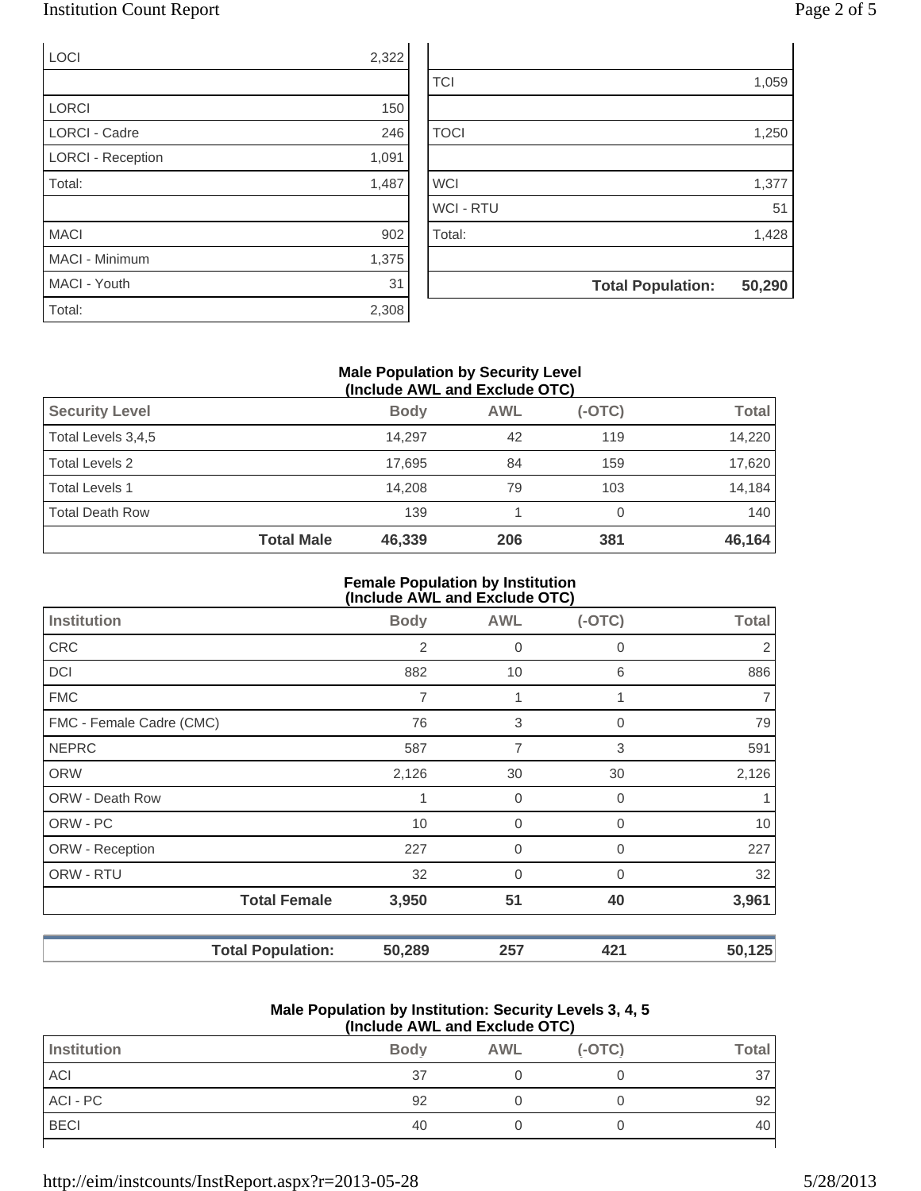| | |
|---|---|
| LOCI | 2,322 |
| | |
| LORCI | 150 |
| LORCI - Cadre | 246 |
| LORCI - Reception | 1,091 |
| Total: | 1,487 |
| | |
| MACI | 902 |
| MACI - Minimum | 1,375 |
| MACI - Youth | 31 |
| Total: | 2,308 |

| | |
|---|---|
| | |
| TCI | 1,059 |
| | |
| TOCI | 1,250 |
| | |
| WCI | 1,377 |
| WCI - RTU | 51 |
| Total: | 1,428 |
| | |
| **Total Population:** | **50,290** |

**Male Population by Security Level (Include AWL and Exclude OTC)**

| Security Level | | Body | AWL | (-OTC) | Total |
|---|---|---|---|---|---|
| Total Levels 3,4,5 | | 14,297 | 42 | 119 | 14,220 |
| Total Levels 2 | | 17,695 | 84 | 159 | 17,620 |
| Total Levels 1 | | 14,208 | 79 | 103 | 14,184 |
| Total Death Row | | 139 | 1 | 0 | 140 |
| | **Total Male** | **46,339** | **206** | **381** | **46,164** |

**Female Population by Institution (Include AWL and Exclude OTC)**

| Institution | | Body | AWL | (-OTC) | Total |
|---|---|---|---|---|---|
| CRC | | 2 | 0 | 0 | 2 |
| DCI | | 882 | 10 | 6 | 886 |
| FMC | | 7 | 1 | 1 | 7 |
| FMC - Female Cadre (CMC) | | 76 | 3 | 0 | 79 |
| NEPRC | | 587 | 7 | 3 | 591 |
| ORW | | 2,126 | 30 | 30 | 2,126 |
| ORW - Death Row | | 1 | 0 | 0 | 1 |
| ORW - PC | | 10 | 0 | 0 | 10 |
| ORW - Reception | | 227 | 0 | 0 | 227 |
| ORW - RTU | | 32 | 0 | 0 | 32 |
| | **Total Female** | **3,950** | **51** | **40** | **3,961** |
| | **Total Population:** | **50,289** | **257** | **421** | **50,125** |

**Male Population by Institution: Security Levels 3, 4, 5 (Include AWL and Exclude OTC)**

| Institution | Body | AWL | (-OTC) | Total |
|---|---|---|---|---|
| ACI | 37 | 0 | 0 | 37 |
| ACI - PC | 92 | 0 | 0 | 92 |
| BECI | 40 | 0 | 0 | 40 |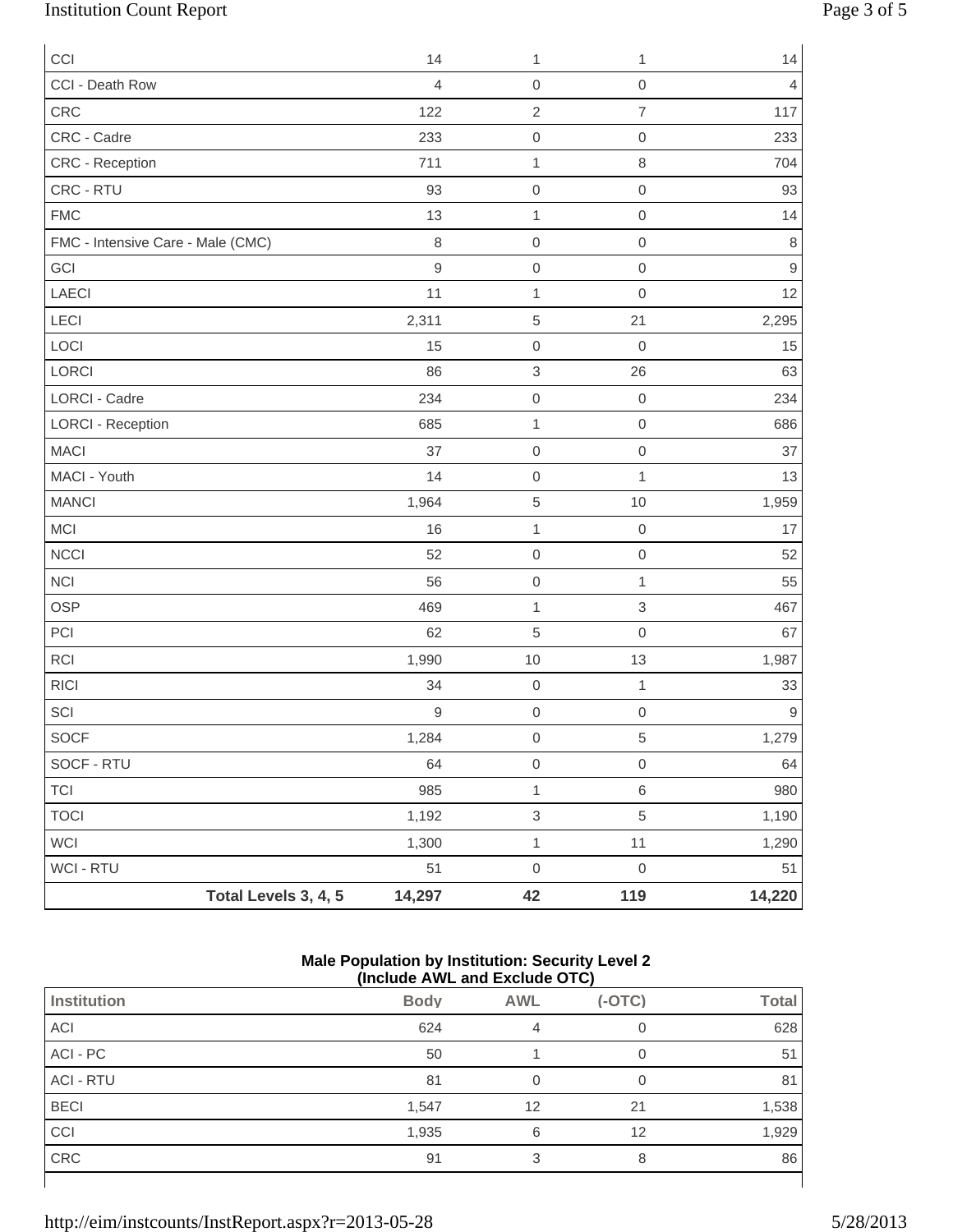| | | | | |
|---|---|---|---|---|
| CCI | 14 | 1 | 1 | 14 |
| CCI - Death Row | 4 | 0 | 0 | 4 |
| CRC | 122 | 2 | 7 | 117 |
| CRC - Cadre | 233 | 0 | 0 | 233 |
| CRC - Reception | 711 | 1 | 8 | 704 |
| CRC - RTU | 93 | 0 | 0 | 93 |
| FMC | 13 | 1 | 0 | 14 |
| FMC - Intensive Care - Male (CMC) | 8 | 0 | 0 | 8 |
| GCI | 9 | 0 | 0 | 9 |
| LAECI | 11 | 1 | 0 | 12 |
| LECI | 2,311 | 5 | 21 | 2,295 |
| LOCI | 15 | 0 | 0 | 15 |
| LORCI | 86 | 3 | 26 | 63 |
| LORCI - Cadre | 234 | 0 | 0 | 234 |
| LORCI - Reception | 685 | 1 | 0 | 686 |
| MACI | 37 | 0 | 0 | 37 |
| MACI - Youth | 14 | 0 | 1 | 13 |
| MANCI | 1,964 | 5 | 10 | 1,959 |
| MCI | 16 | 1 | 0 | 17 |
| NCCI | 52 | 0 | 0 | 52 |
| NCI | 56 | 0 | 1 | 55 |
| OSP | 469 | 1 | 3 | 467 |
| PCI | 62 | 5 | 0 | 67 |
| RCI | 1,990 | 10 | 13 | 1,987 |
| RICI | 34 | 0 | 1 | 33 |
| SCI | 9 | 0 | 0 | 9 |
| SOCF | 1,284 | 0 | 5 | 1,279 |
| SOCF - RTU | 64 | 0 | 0 | 64 |
| TCI | 985 | 1 | 6 | 980 |
| TOCI | 1,192 | 3 | 5 | 1,190 |
| WCI | 1,300 | 1 | 11 | 1,290 |
| WCI - RTU | 51 | 0 | 0 | 51 |
| **Total Levels 3, 4, 5** | **14,297** | **42** | **119** | **14,220** |

**Male Population by Institution: Security Level 2**
**(Include AWL and Exclude OTC)**

| Institution | Body | AWL | (-OTC) | Total |
|---|---|---|---|---|
| ACI | 624 | 4 | 0 | 628 |
| ACI - PC | 50 | 1 | 0 | 51 |
| ACI - RTU | 81 | 0 | 0 | 81 |
| BECI | 1,547 | 12 | 21 | 1,538 |
| CCI | 1,935 | 6 | 12 | 1,929 |
| CRC | 91 | 3 | 8 | 86 |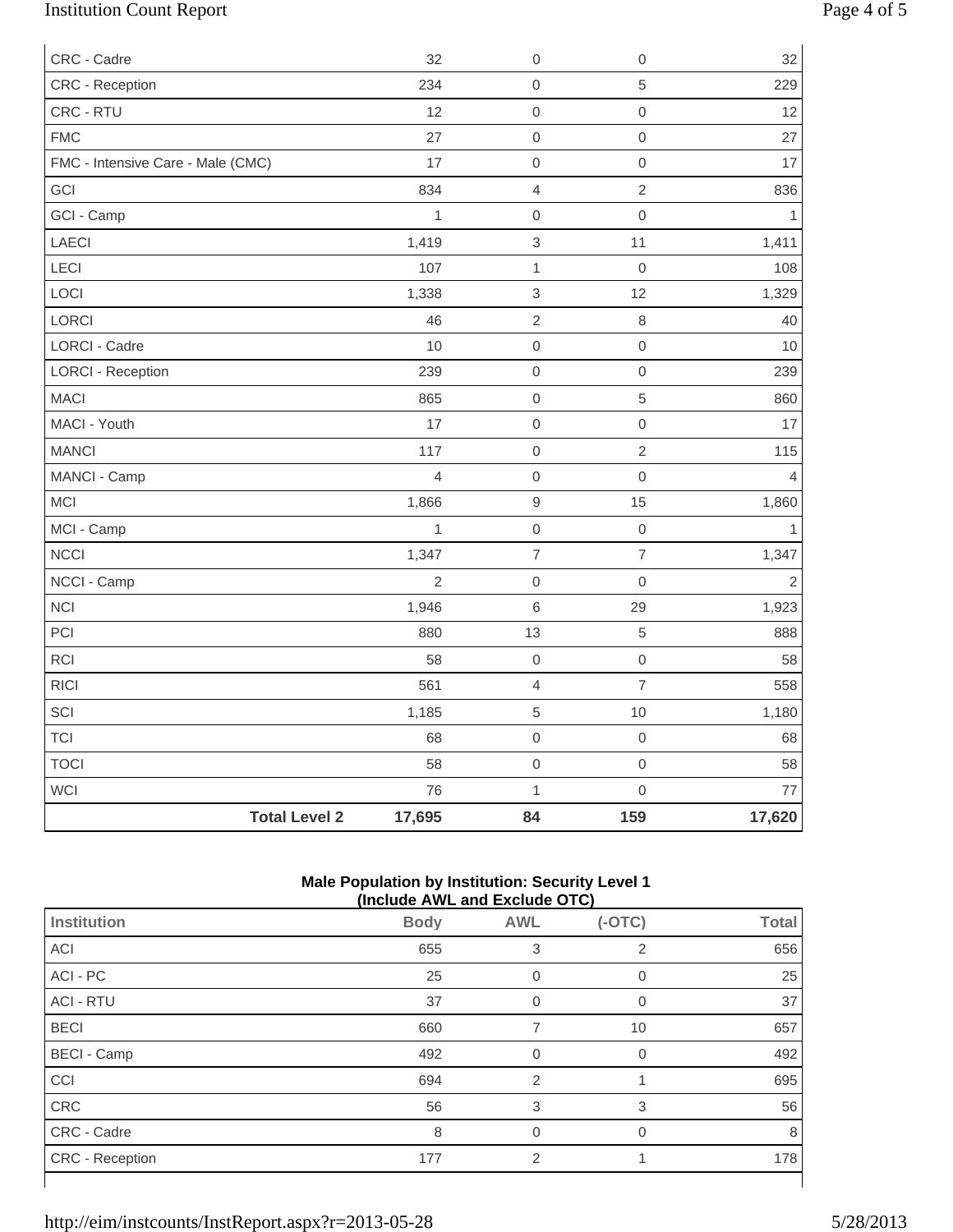| | | | | |
|---|---|---|---|---|
| CRC - Cadre | 32 | 0 | 0 | 32 |
| CRC - Reception | 234 | 0 | 5 | 229 |
| CRC - RTU | 12 | 0 | 0 | 12 |
| FMC | 27 | 0 | 0 | 27 |
| FMC - Intensive Care - Male (CMC) | 17 | 0 | 0 | 17 |
| GCI | 834 | 4 | 2 | 836 |
| GCI - Camp | 1 | 0 | 0 | 1 |
| LAECI | 1,419 | 3 | 11 | 1,411 |
| LECI | 107 | 1 | 0 | 108 |
| LOCI | 1,338 | 3 | 12 | 1,329 |
| LORCI | 46 | 2 | 8 | 40 |
| LORCI - Cadre | 10 | 0 | 0 | 10 |
| LORCI - Reception | 239 | 0 | 0 | 239 |
| MACI | 865 | 0 | 5 | 860 |
| MACI - Youth | 17 | 0 | 0 | 17 |
| MANCI | 117 | 0 | 2 | 115 |
| MANCI - Camp | 4 | 0 | 0 | 4 |
| MCI | 1,866 | 9 | 15 | 1,860 |
| MCI - Camp | 1 | 0 | 0 | 1 |
| NCCI | 1,347 | 7 | 7 | 1,347 |
| NCCI - Camp | 2 | 0 | 0 | 2 |
| NCI | 1,946 | 6 | 29 | 1,923 |
| PCI | 880 | 13 | 5 | 888 |
| RCI | 58 | 0 | 0 | 58 |
| RICI | 561 | 4 | 7 | 558 |
| SCI | 1,185 | 5 | 10 | 1,180 |
| TCI | 68 | 0 | 0 | 68 |
| TOCI | 58 | 0 | 0 | 58 |
| WCI | 76 | 1 | 0 | 77 |
| **Total Level 2** | **17,695** | **84** | **159** | **17,620** |

**Male Population by Institution: Security Level 1**
**(Include AWL and Exclude OTC)**

| Institution | Body | AWL | (-OTC) | Total |
|---|---|---|---|---|
| ACI | 655 | 3 | 2 | 656 |
| ACI - PC | 25 | 0 | 0 | 25 |
| ACI - RTU | 37 | 0 | 0 | 37 |
| BECI | 660 | 7 | 10 | 657 |
| BECI - Camp | 492 | 0 | 0 | 492 |
| CCI | 694 | 2 | 1 | 695 |
| CRC | 56 | 3 | 3 | 56 |
| CRC - Cadre | 8 | 0 | 0 | 8 |
| CRC - Reception | 177 | 2 | 1 | 178 |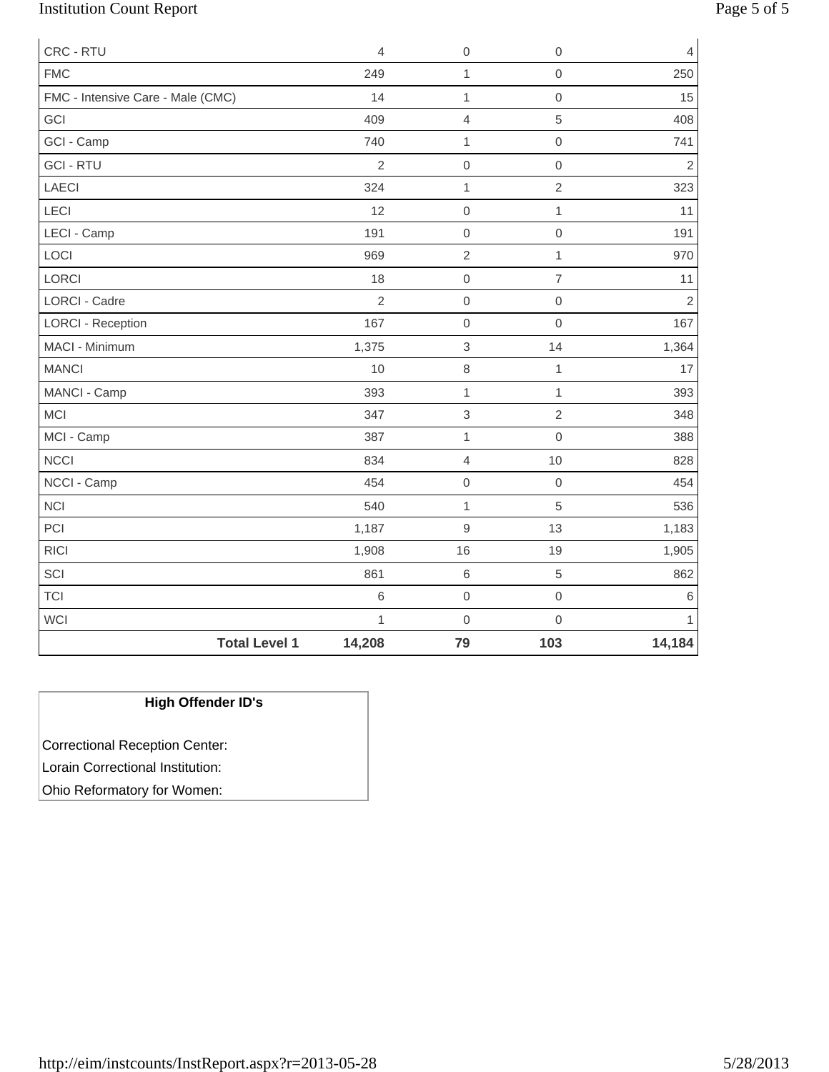| | | | | |
|---|---|---|---|---|
| CRC - RTU | 4 | 0 | 0 | 4 |
| FMC | 249 | 1 | 0 | 250 |
| FMC - Intensive Care - Male (CMC) | 14 | 1 | 0 | 15 |
| GCI | 409 | 4 | 5 | 408 |
| GCI - Camp | 740 | 1 | 0 | 741 |
| GCI - RTU | 2 | 0 | 0 | 2 |
| LAECI | 324 | 1 | 2 | 323 |
| LECI | 12 | 0 | 1 | 11 |
| LECI - Camp | 191 | 0 | 0 | 191 |
| LOCI | 969 | 2 | 1 | 970 |
| LORCI | 18 | 0 | 7 | 11 |
| LORCI - Cadre | 2 | 0 | 0 | 2 |
| LORCI - Reception | 167 | 0 | 0 | 167 |
| MACI - Minimum | 1,375 | 3 | 14 | 1,364 |
| MANCI | 10 | 8 | 1 | 17 |
| MANCI - Camp | 393 | 1 | 1 | 393 |
| MCI | 347 | 3 | 2 | 348 |
| MCI - Camp | 387 | 1 | 0 | 388 |
| NCCI | 834 | 4 | 10 | 828 |
| NCCI - Camp | 454 | 0 | 0 | 454 |
| NCI | 540 | 1 | 5 | 536 |
| PCI | 1,187 | 9 | 13 | 1,183 |
| RICI | 1,908 | 16 | 19 | 1,905 |
| SCI | 861 | 6 | 5 | 862 |
| TCI | 6 | 0 | 0 | 6 |
| WCI | 1 | 0 | 0 | 1 |
| **Total Level 1** | **14,208** | **79** | **103** | **14,184** |

**High Offender ID's**

Correctional Reception Center:

Lorain Correctional Institution:

Ohio Reformatory for Women: